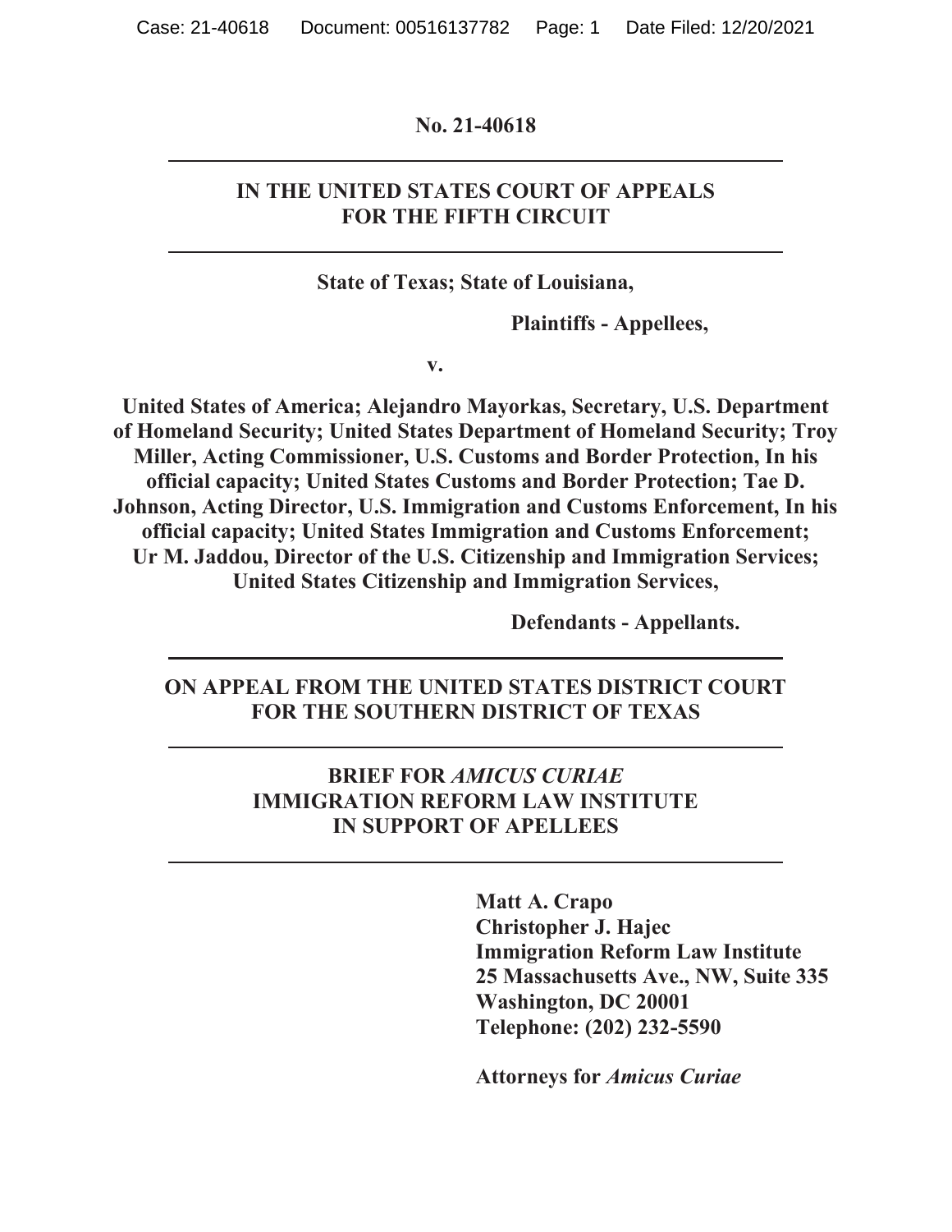**No. 21-40618**

---

**IN THE UNITED STATES COURT OF APPEALS**
**FOR THE FIFTH CIRCUIT**

---

**State of Texas; State of Louisiana,**

**Plaintiffs - Appellees,**

**v.**

**United States of America; Alejandro Mayorkas, Secretary, U.S. Department of Homeland Security; United States Department of Homeland Security; Troy Miller, Acting Commissioner, U.S. Customs and Border Protection, In his official capacity; United States Customs and Border Protection; Tae D. Johnson, Acting Director, U.S. Immigration and Customs Enforcement, In his official capacity; United States Immigration and Customs Enforcement; Ur M. Jaddou, Director of the U.S. Citizenship and Immigration Services; United States Citizenship and Immigration Services,**

**Defendants - Appellants.**

---

**ON APPEAL FROM THE UNITED STATES DISTRICT COURT**
**FOR THE SOUTHERN DISTRICT OF TEXAS**

---

**BRIEF FOR *AMICUS CURIAE***
**IMMIGRATION REFORM LAW INSTITUTE**
**IN SUPPORT OF APELLEES**

---

**Matt A. Crapo**
**Christopher J. Hajec**
**Immigration Reform Law Institute**
**25 Massachusetts Ave., NW, Suite 335**
**Washington, DC 20001**
**Telephone: (202) 232-5590**

**Attorneys for *Amicus Curiae***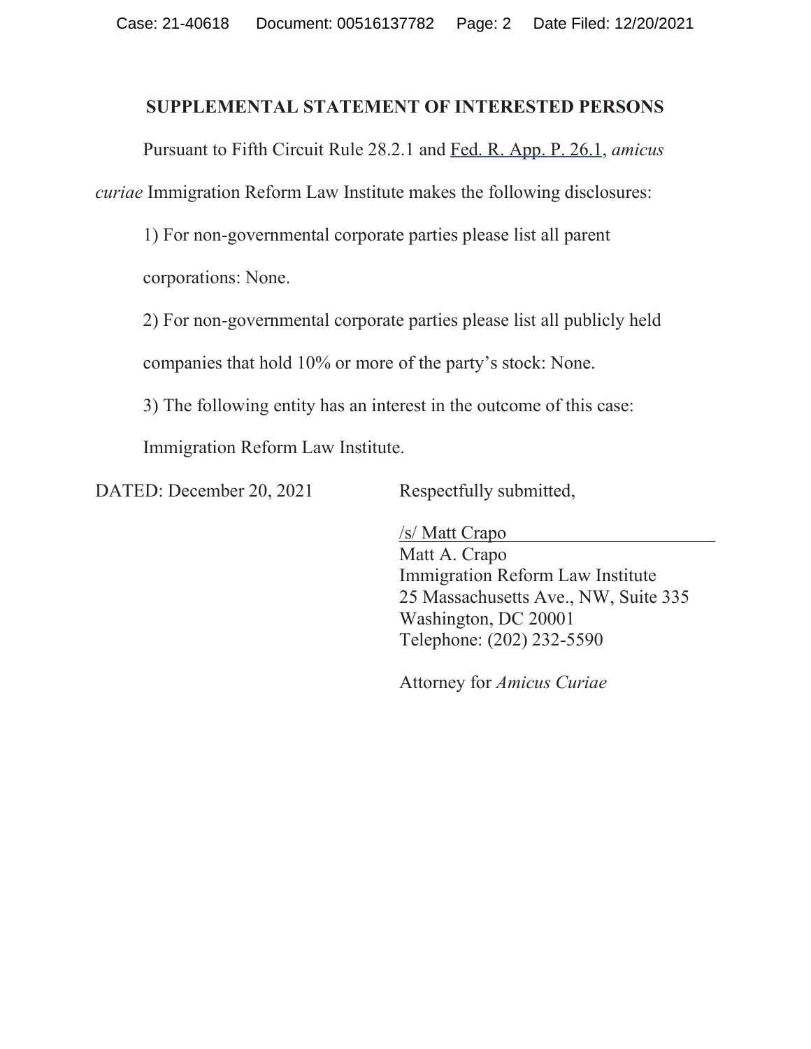## SUPPLEMENTAL STATEMENT OF INTERESTED PERSONS

Pursuant to Fifth Circuit Rule 28.2.1 and Fed. R. App. P. 26.1, *amicus curiae* Immigration Reform Law Institute makes the following disclosures:

1) For non-governmental corporate parties please list all parent corporations: None.

2) For non-governmental corporate parties please list all publicly held companies that hold 10% or more of the party's stock: None.

3) The following entity has an interest in the outcome of this case: Immigration Reform Law Institute.

DATED: December 20, 2021

Respectfully submitted,

/s/ Matt Crapo
Matt A. Crapo
Immigration Reform Law Institute
25 Massachusetts Ave., NW, Suite 335
Washington, DC 20001
Telephone: (202) 232-5590

Attorney for *Amicus Curiae*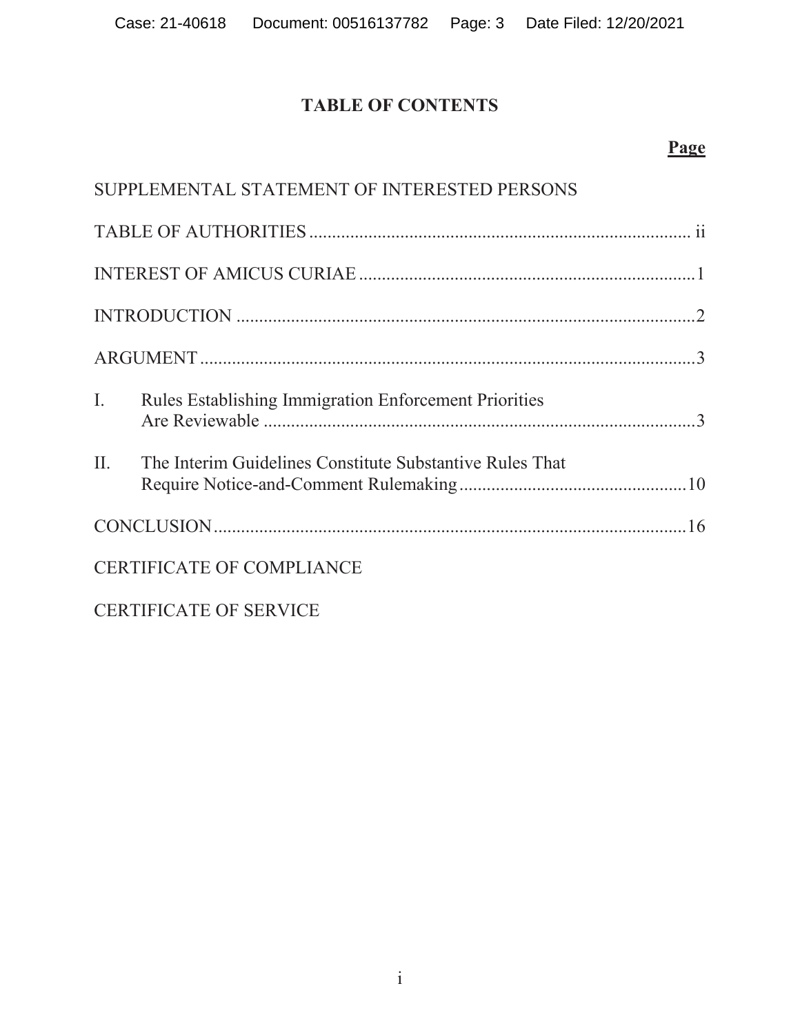# TABLE OF CONTENTS

| | Page |
|---|---|
| SUPPLEMENTAL STATEMENT OF INTERESTED PERSONS | |
| TABLE OF AUTHORITIES | ii |
| INTEREST OF AMICUS CURIAE | 1 |
| INTRODUCTION | 2 |
| ARGUMENT | 3 |
| I. Rules Establishing Immigration Enforcement Priorities Are Reviewable | 3 |
| II. The Interim Guidelines Constitute Substantive Rules That Require Notice-and-Comment Rulemaking | 10 |
| CONCLUSION | 16 |
| CERTIFICATE OF COMPLIANCE | |
| CERTIFICATE OF SERVICE | |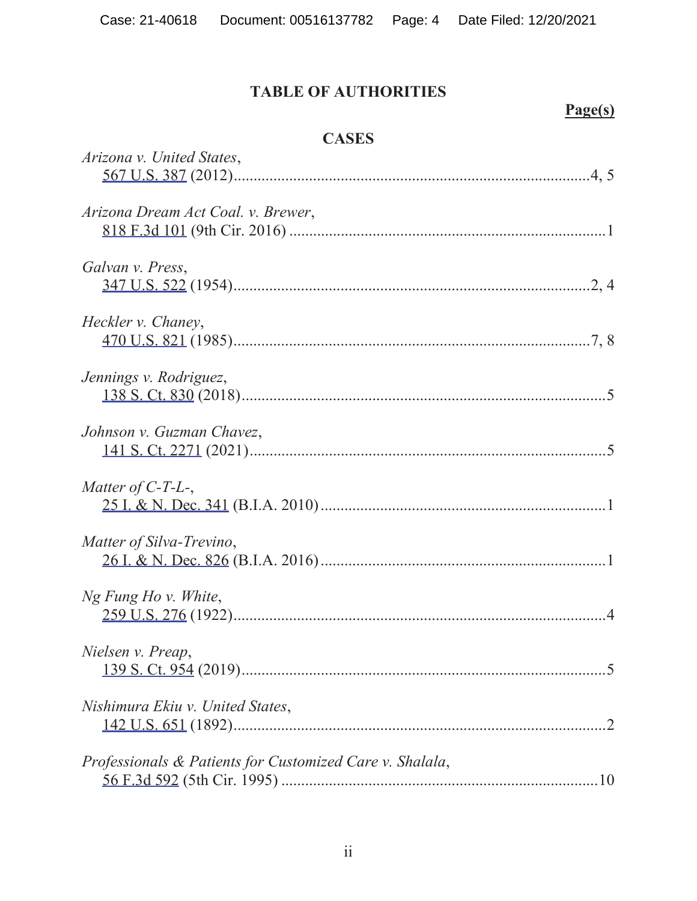## TABLE OF AUTHORITIES

**Page(s)**

### CASES

*Arizona v. United States*,
567 U.S. 387 (2012)....................................................................................4, 5

*Arizona Dream Act Coal. v. Brewer*,
818 F.3d 101 (9th Cir. 2016) ...............................................................................1

*Galvan v. Press*,
347 U.S. 522 (1954)..........................................................................................2, 4

*Heckler v. Chaney*,
470 U.S. 821 (1985)..........................................................................................7, 8

*Jennings v. Rodriguez*,
138 S. Ct. 830 (2018)..............................................................................................5

*Johnson v. Guzman Chavez*,
141 S. Ct. 2271 (2021)............................................................................................5

*Matter of C-T-L-*,
25 I. & N. Dec. 341 (B.I.A. 2010).......................................................................1

*Matter of Silva-Trevino*,
26 I. & N. Dec. 826 (B.I.A. 2016).......................................................................1

*Ng Fung Ho v. White*,
259 U.S. 276 (1922)................................................................................................4

*Nielsen v. Preap*,
139 S. Ct. 954 (2019)..............................................................................................5

*Nishimura Ekiu v. United States*,
142 U.S. 651 (1892)................................................................................................2

*Professionals & Patients for Customized Care v. Shalala*,
56 F.3d 592 (5th Cir. 1995) ................................................................................10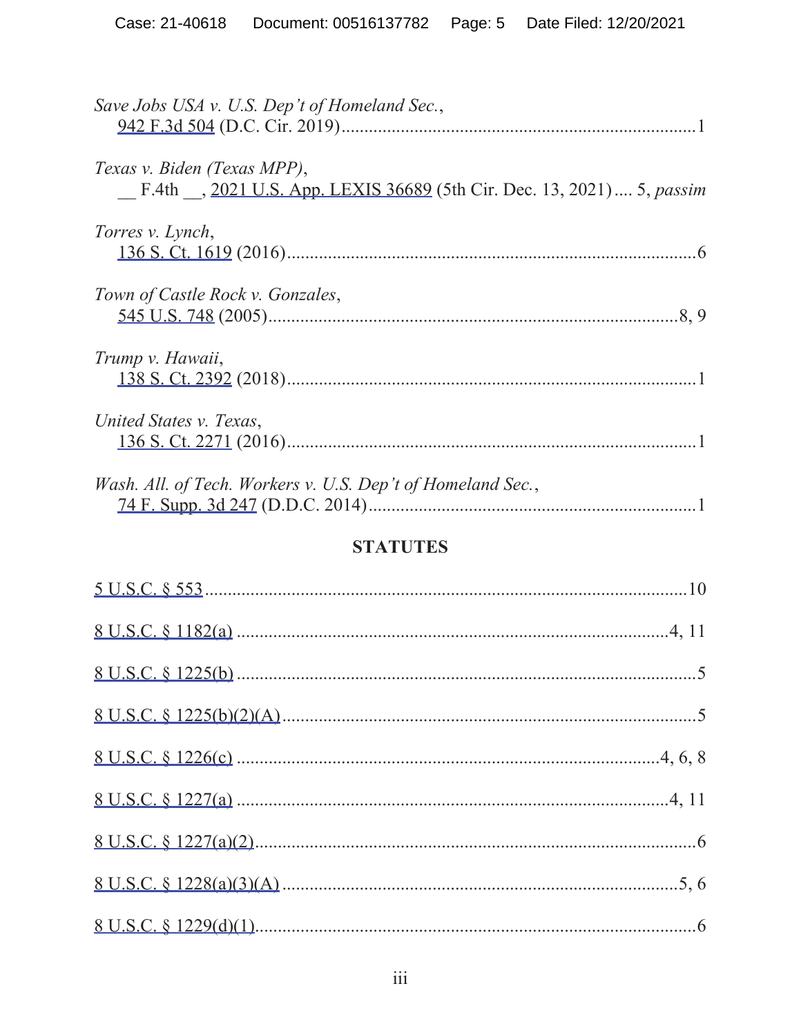*Save Jobs USA v. U.S. Dep't of Homeland Sec.*,
942 F.3d 504 (D.C. Cir. 2019)....................................................................................1

*Texas v. Biden (Texas MPP)*,
__ F.4th __, 2021 U.S. App. LEXIS 36689 (5th Cir. Dec. 13, 2021).... 5, *passim*

*Torres v. Lynch*,
136 S. Ct. 1619 (2016)..............................................................................................6

*Town of Castle Rock v. Gonzales*,
545 U.S. 748 (2005)..............................................................................................8, 9

*Trump v. Hawaii*,
138 S. Ct. 2392 (2018)..............................................................................................1

*United States v. Texas*,
136 S. Ct. 2271 (2016)..............................................................................................1

*Wash. All. of Tech. Workers v. U.S. Dep't of Homeland Sec.*,
74 F. Supp. 3d 247 (D.D.C. 2014)...........................................................................1

## STATUTES

5 U.S.C. § 553.............................................................................................................10

8 U.S.C. § 1182(a) ..................................................................................................4, 11

8 U.S.C. § 1225(b) .........................................................................................................5

8 U.S.C. § 1225(b)(2)(A)...............................................................................................5

8 U.S.C. § 1226(c) ...................................................................................................4, 6, 8

8 U.S.C. § 1227(a) ...................................................................................................4, 11

8 U.S.C. § 1227(a)(2).....................................................................................................6

8 U.S.C. § 1228(a)(3)(A) ...........................................................................................5, 6

8 U.S.C. § 1229(d)(1).....................................................................................................6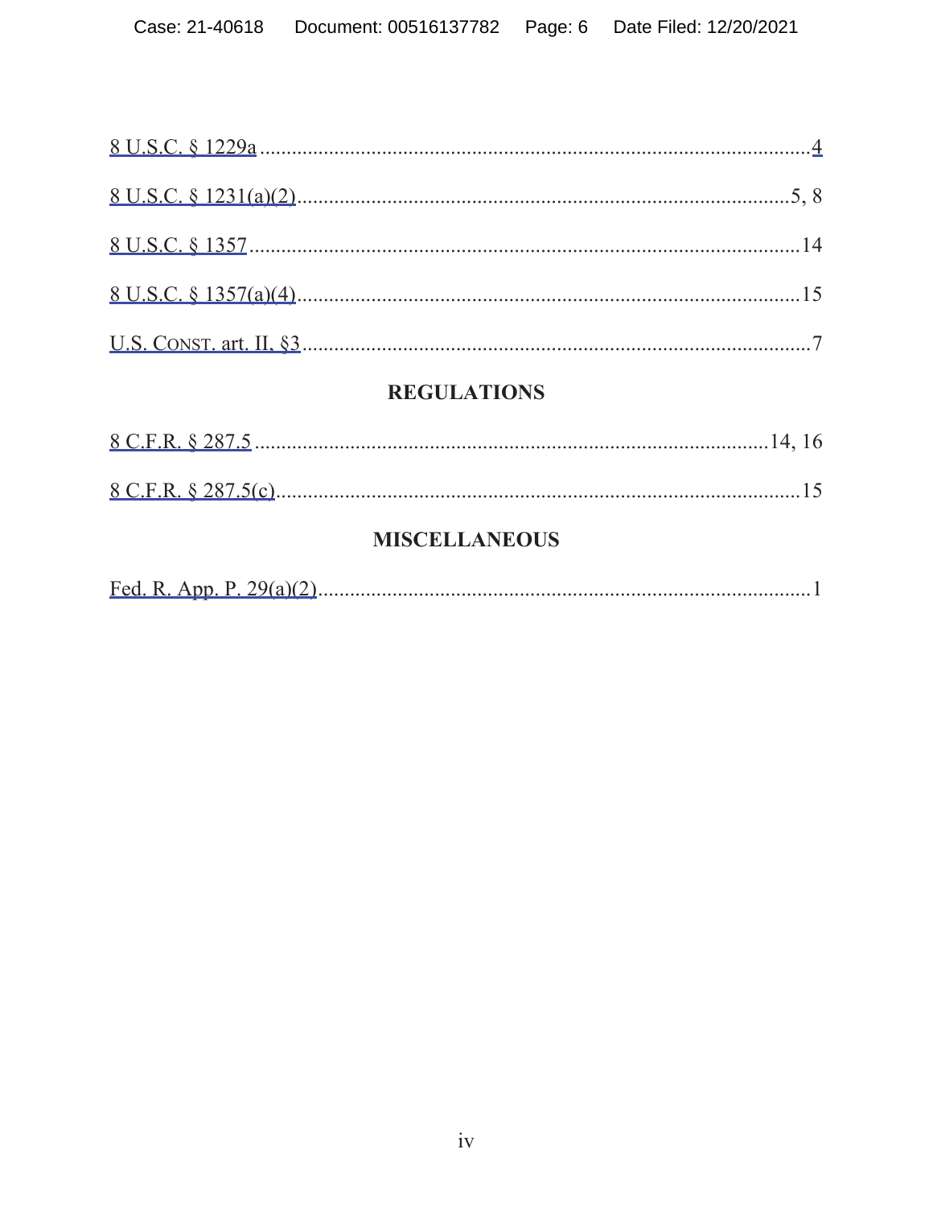8 U.S.C. § 1229a ........................................................................................................4

8 U.S.C. § 1231(a)(2)...............................................................................................5, 8

8 U.S.C. § 1357 ........................................................................................................14

8 U.S.C. § 1357(a)(4)................................................................................................15

U.S. CONST. art. II, §3................................................................................................7

## REGULATIONS

8 C.F.R. § 287.5 ..................................................................................................14, 16

8 C.F.R. § 287.5(c)....................................................................................................15

## MISCELLANEOUS

Fed. R. App. P. 29(a)(2)..............................................................................................1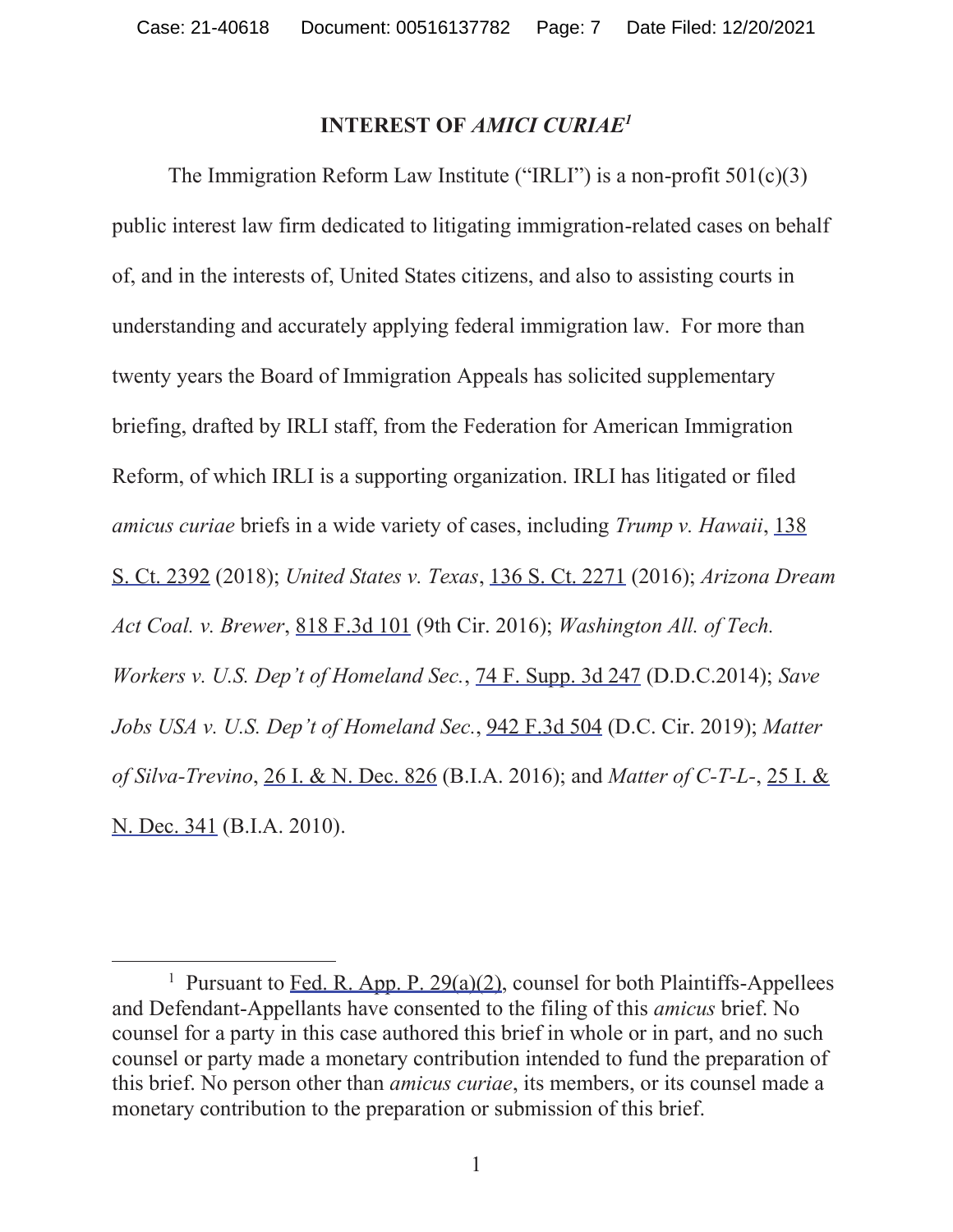# INTEREST OF *AMICI CURIAE*[1]

The Immigration Reform Law Institute ("IRLI") is a non-profit 501(c)(3) public interest law firm dedicated to litigating immigration-related cases on behalf of, and in the interests of, United States citizens, and also to assisting courts in understanding and accurately applying federal immigration law. For more than twenty years the Board of Immigration Appeals has solicited supplementary briefing, drafted by IRLI staff, from the Federation for American Immigration Reform, of which IRLI is a supporting organization. IRLI has litigated or filed *amicus curiae* briefs in a wide variety of cases, including *Trump v. Hawaii*, 138 S. Ct. 2392 (2018); *United States v. Texas*, 136 S. Ct. 2271 (2016); *Arizona Dream Act Coal. v. Brewer*, 818 F.3d 101 (9th Cir. 2016); *Washington All. of Tech. Workers v. U.S. Dep't of Homeland Sec.*, 74 F. Supp. 3d 247 (D.D.C.2014); *Save Jobs USA v. U.S. Dep't of Homeland Sec.*, 942 F.3d 504 (D.C. Cir. 2019); *Matter of Silva-Trevino*, 26 I. & N. Dec. 826 (B.I.A. 2016); and *Matter of C-T-L-*, 25 I. & N. Dec. 341 (B.I.A. 2010).

---

[1] Pursuant to Fed. R. App. P. 29(a)(2), counsel for both Plaintiffs-Appellees and Defendant-Appellants have consented to the filing of this *amicus* brief. No counsel for a party in this case authored this brief in whole or in part, and no such counsel or party made a monetary contribution intended to fund the preparation of this brief. No person other than *amicus curiae*, its members, or its counsel made a monetary contribution to the preparation or submission of this brief.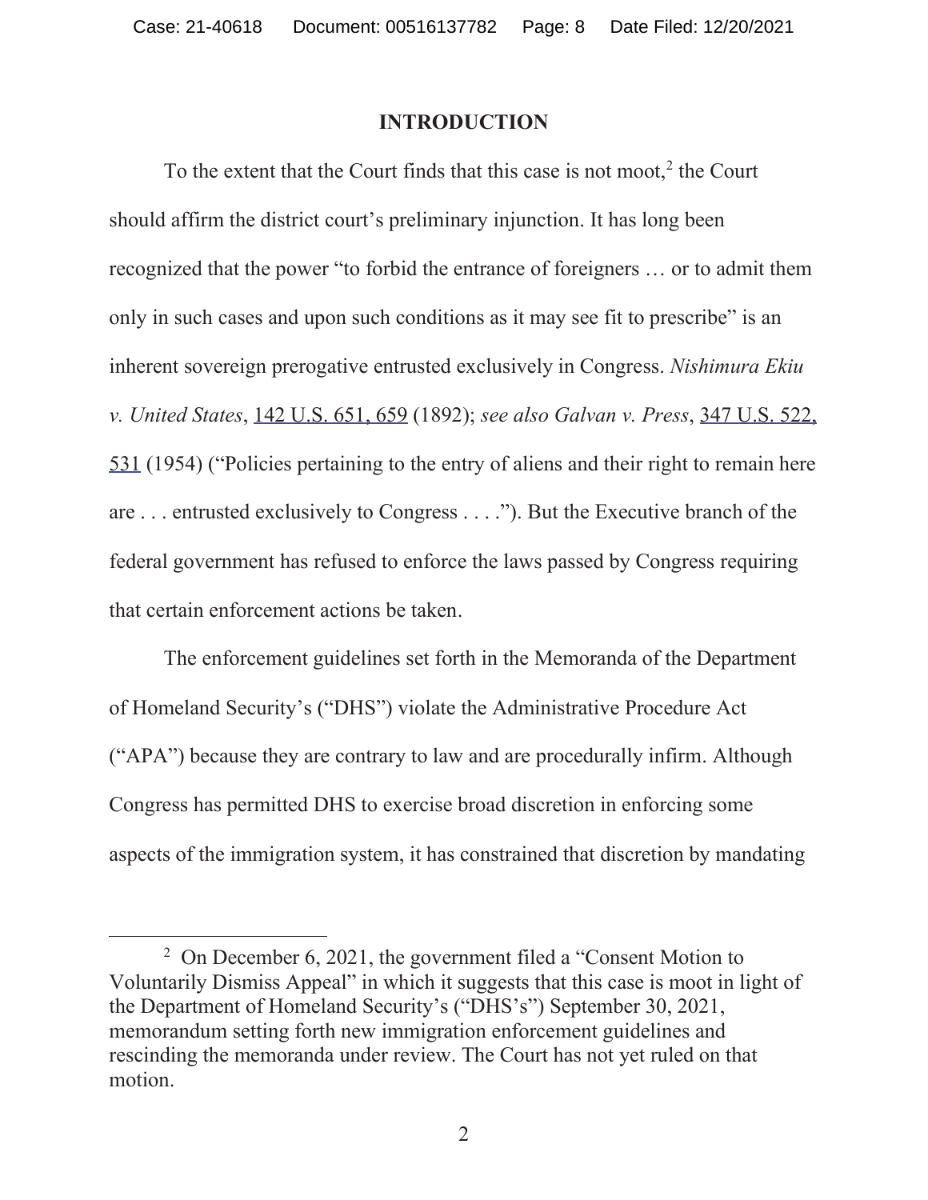## INTRODUCTION

To the extent that the Court finds that this case is not moot,[2] the Court should affirm the district court's preliminary injunction. It has long been recognized that the power "to forbid the entrance of foreigners … or to admit them only in such cases and upon such conditions as it may see fit to prescribe" is an inherent sovereign prerogative entrusted exclusively in Congress. *Nishimura Ekiu v. United States*, 142 U.S. 651, 659 (1892); *see also Galvan v. Press*, 347 U.S. 522, 531 (1954) ("Policies pertaining to the entry of aliens and their right to remain here are . . . entrusted exclusively to Congress . . . ."). But the Executive branch of the federal government has refused to enforce the laws passed by Congress requiring that certain enforcement actions be taken.

The enforcement guidelines set forth in the Memoranda of the Department of Homeland Security's ("DHS") violate the Administrative Procedure Act ("APA") because they are contrary to law and are procedurally infirm. Although Congress has permitted DHS to exercise broad discretion in enforcing some aspects of the immigration system, it has constrained that discretion by mandating

---

[2] On December 6, 2021, the government filed a "Consent Motion to Voluntarily Dismiss Appeal" in which it suggests that this case is moot in light of the Department of Homeland Security's ("DHS's") September 30, 2021, memorandum setting forth new immigration enforcement guidelines and rescinding the memoranda under review. The Court has not yet ruled on that motion.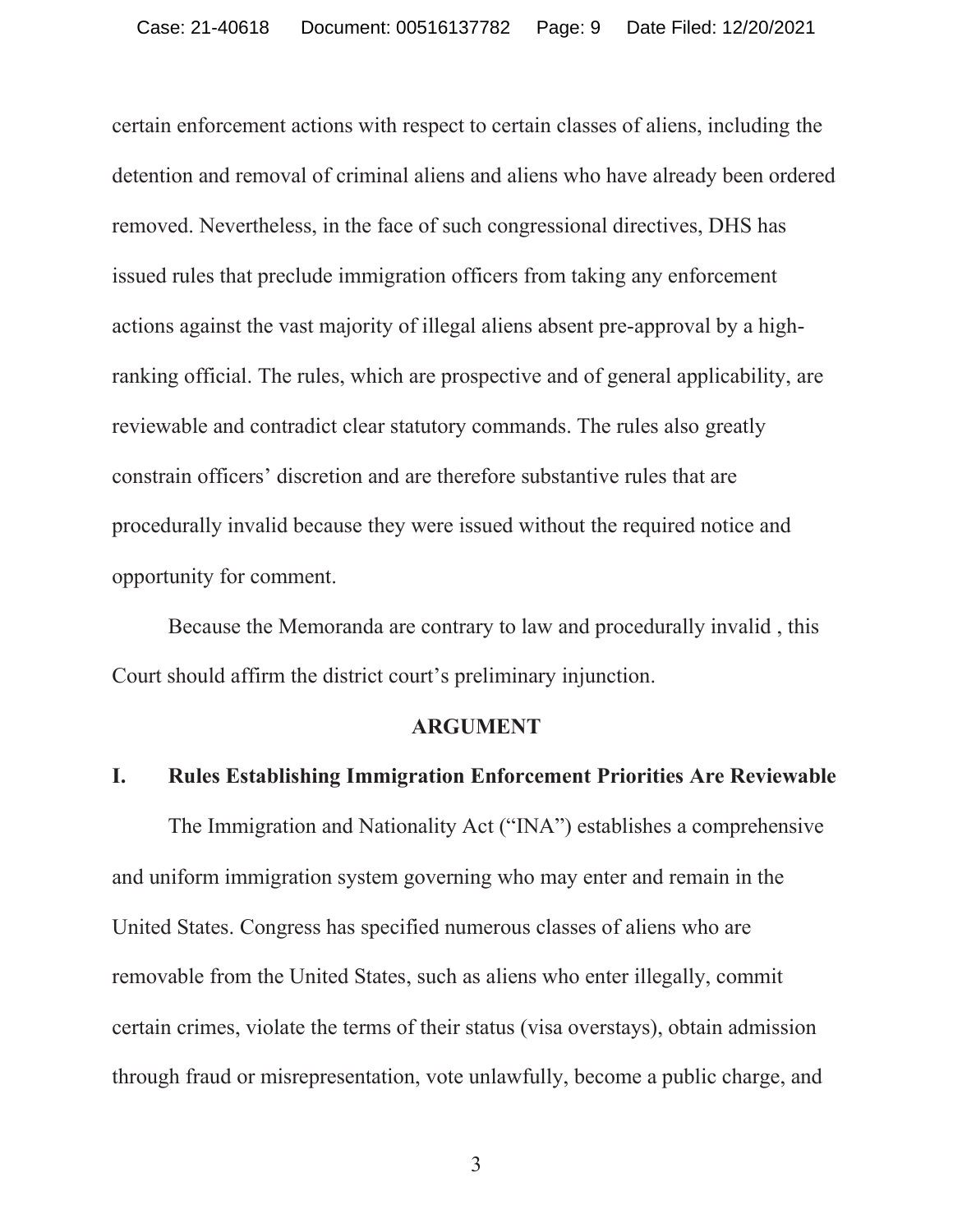certain enforcement actions with respect to certain classes of aliens, including the detention and removal of criminal aliens and aliens who have already been ordered removed. Nevertheless, in the face of such congressional directives, DHS has issued rules that preclude immigration officers from taking any enforcement actions against the vast majority of illegal aliens absent pre-approval by a high-ranking official. The rules, which are prospective and of general applicability, are reviewable and contradict clear statutory commands. The rules also greatly constrain officers' discretion and are therefore substantive rules that are procedurally invalid because they were issued without the required notice and opportunity for comment.

Because the Memoranda are contrary to law and procedurally invalid , this Court should affirm the district court's preliminary injunction.

## ARGUMENT

### I. Rules Establishing Immigration Enforcement Priorities Are Reviewable

The Immigration and Nationality Act ("INA") establishes a comprehensive and uniform immigration system governing who may enter and remain in the United States. Congress has specified numerous classes of aliens who are removable from the United States, such as aliens who enter illegally, commit certain crimes, violate the terms of their status (visa overstays), obtain admission through fraud or misrepresentation, vote unlawfully, become a public charge, and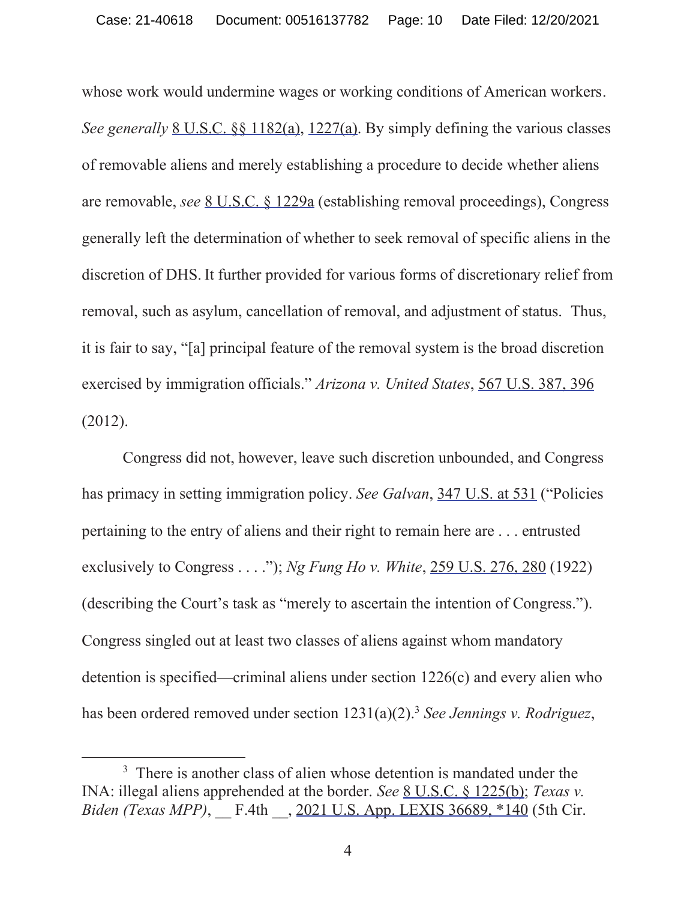whose work would undermine wages or working conditions of American workers. *See generally* 8 U.S.C. §§ 1182(a), 1227(a). By simply defining the various classes of removable aliens and merely establishing a procedure to decide whether aliens are removable, *see* 8 U.S.C. § 1229a (establishing removal proceedings), Congress generally left the determination of whether to seek removal of specific aliens in the discretion of DHS. It further provided for various forms of discretionary relief from removal, such as asylum, cancellation of removal, and adjustment of status. Thus, it is fair to say, "[a] principal feature of the removal system is the broad discretion exercised by immigration officials." *Arizona v. United States*, 567 U.S. 387, 396 (2012).

Congress did not, however, leave such discretion unbounded, and Congress has primacy in setting immigration policy. *See Galvan*, 347 U.S. at 531 ("Policies pertaining to the entry of aliens and their right to remain here are . . . entrusted exclusively to Congress . . . ."); *Ng Fung Ho v. White*, 259 U.S. 276, 280 (1922) (describing the Court's task as "merely to ascertain the intention of Congress."). Congress singled out at least two classes of aliens against whom mandatory detention is specified—criminal aliens under section 1226(c) and every alien who has been ordered removed under section 1231(a)(2).[3] *See Jennings v. Rodriguez*,

---

[3] There is another class of alien whose detention is mandated under the INA: illegal aliens apprehended at the border. *See* 8 U.S.C. § 1225(b); *Texas v. Biden (Texas MPP)*, __ F.4th __, 2021 U.S. App. LEXIS 36689, *140 (5th Cir.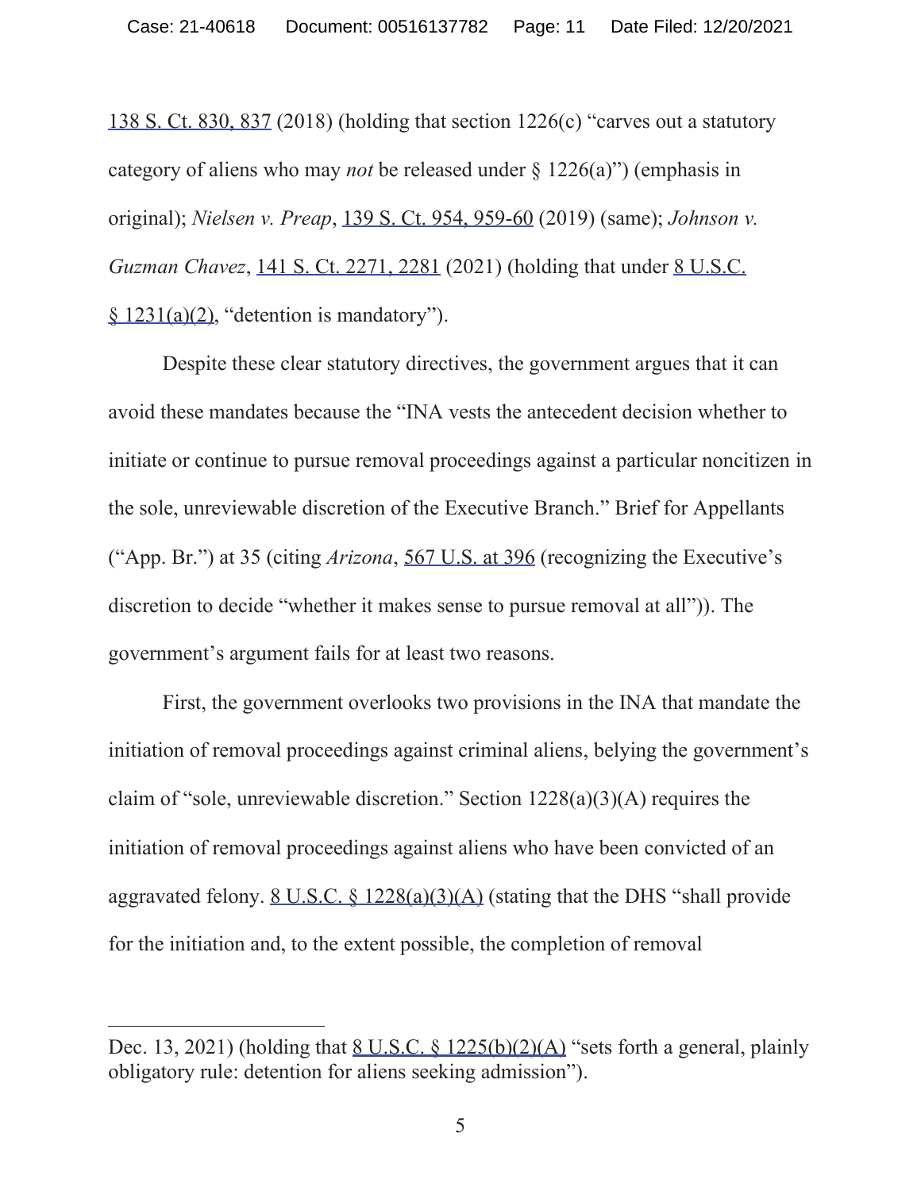138 S. Ct. 830, 837 (2018) (holding that section 1226(c) "carves out a statutory category of aliens who may *not* be released under § 1226(a)") (emphasis in original); *Nielsen v. Preap*, 139 S. Ct. 954, 959-60 (2019) (same); *Johnson v. Guzman Chavez*, 141 S. Ct. 2271, 2281 (2021) (holding that under 8 U.S.C. § 1231(a)(2), "detention is mandatory").

Despite these clear statutory directives, the government argues that it can avoid these mandates because the "INA vests the antecedent decision whether to initiate or continue to pursue removal proceedings against a particular noncitizen in the sole, unreviewable discretion of the Executive Branch." Brief for Appellants ("App. Br.") at 35 (citing *Arizona*, 567 U.S. at 396 (recognizing the Executive's discretion to decide "whether it makes sense to pursue removal at all")). The government's argument fails for at least two reasons.

First, the government overlooks two provisions in the INA that mandate the initiation of removal proceedings against criminal aliens, belying the government's claim of "sole, unreviewable discretion." Section 1228(a)(3)(A) requires the initiation of removal proceedings against aliens who have been convicted of an aggravated felony. 8 U.S.C. § 1228(a)(3)(A) (stating that the DHS "shall provide for the initiation and, to the extent possible, the completion of removal

---

Dec. 13, 2021) (holding that 8 U.S.C. § 1225(b)(2)(A) "sets forth a general, plainly obligatory rule: detention for aliens seeking admission").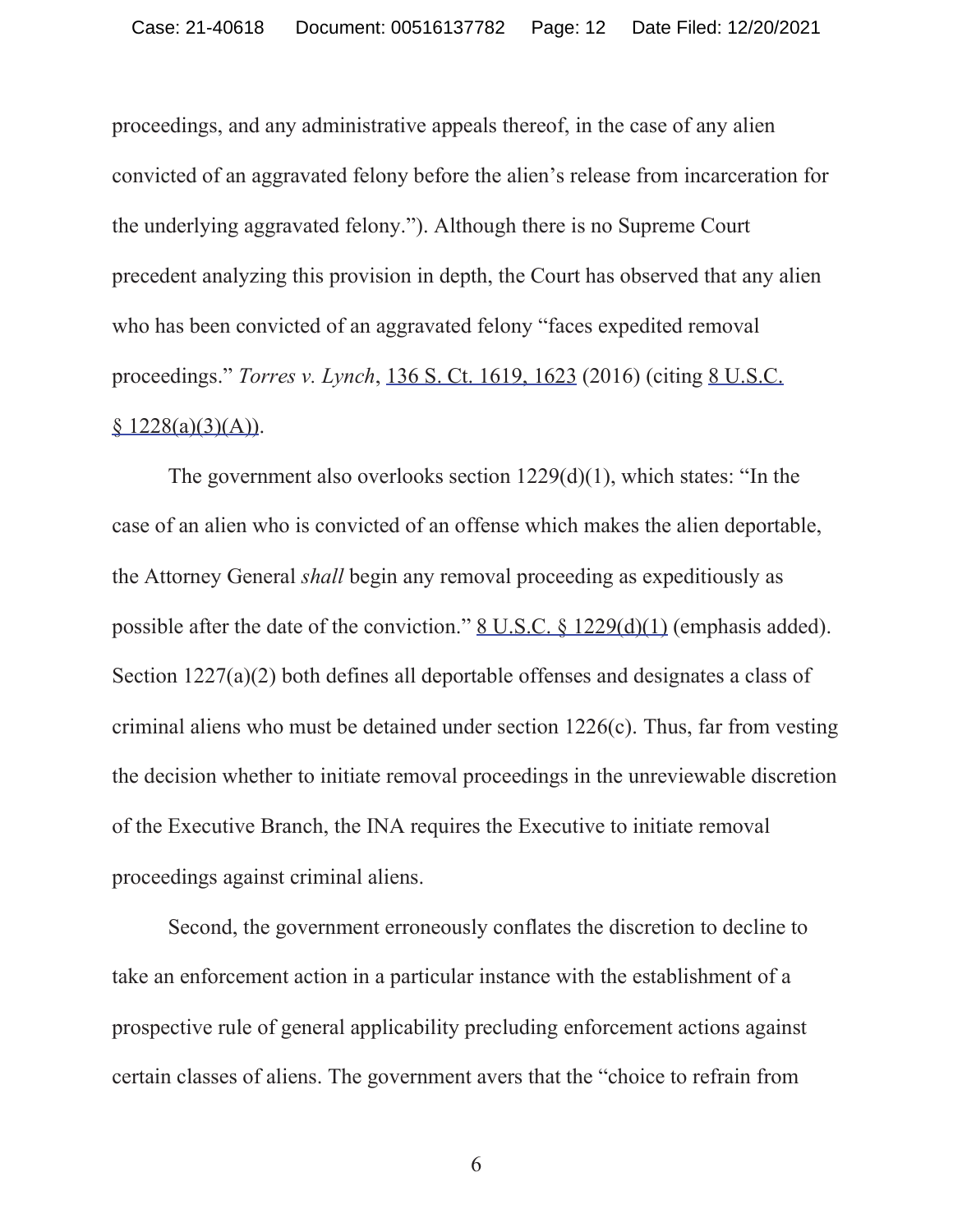proceedings, and any administrative appeals thereof, in the case of any alien convicted of an aggravated felony before the alien's release from incarceration for the underlying aggravated felony."). Although there is no Supreme Court precedent analyzing this provision in depth, the Court has observed that any alien who has been convicted of an aggravated felony "faces expedited removal proceedings." *Torres v. Lynch*, 136 S. Ct. 1619, 1623 (2016) (citing 8 U.S.C. § 1228(a)(3)(A)).

The government also overlooks section 1229(d)(1), which states: "In the case of an alien who is convicted of an offense which makes the alien deportable, the Attorney General *shall* begin any removal proceeding as expeditiously as possible after the date of the conviction." 8 U.S.C. § 1229(d)(1) (emphasis added). Section 1227(a)(2) both defines all deportable offenses and designates a class of criminal aliens who must be detained under section 1226(c). Thus, far from vesting the decision whether to initiate removal proceedings in the unreviewable discretion of the Executive Branch, the INA requires the Executive to initiate removal proceedings against criminal aliens.

Second, the government erroneously conflates the discretion to decline to take an enforcement action in a particular instance with the establishment of a prospective rule of general applicability precluding enforcement actions against certain classes of aliens. The government avers that the "choice to refrain from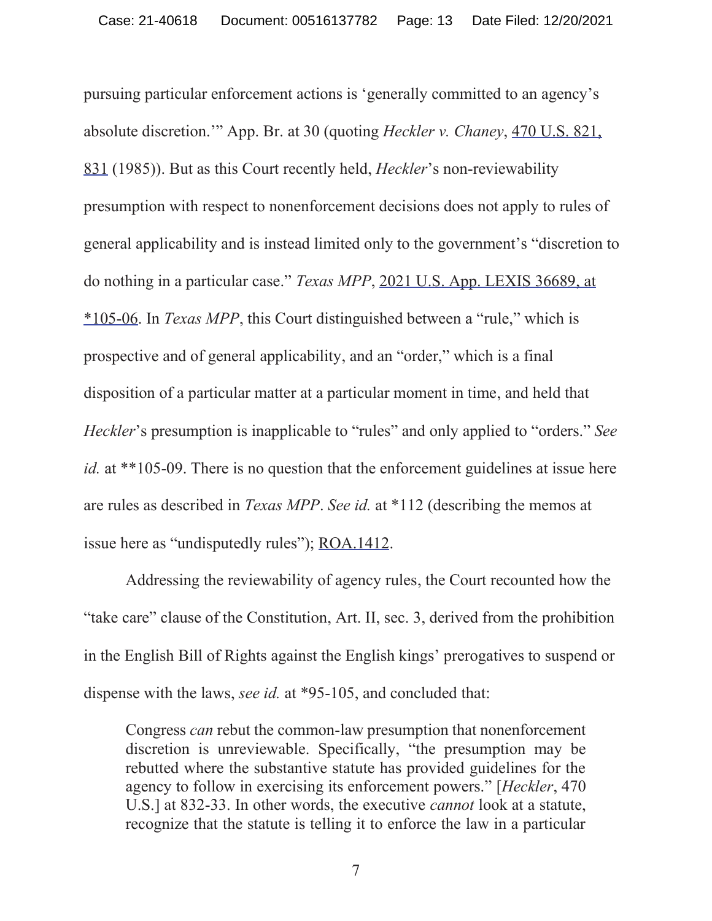pursuing particular enforcement actions is 'generally committed to an agency's absolute discretion.'" App. Br. at 30 (quoting *Heckler v. Chaney*, 470 U.S. 821, 831 (1985)). But as this Court recently held, *Heckler*'s non-reviewability presumption with respect to nonenforcement decisions does not apply to rules of general applicability and is instead limited only to the government's "discretion to do nothing in a particular case." *Texas MPP*, 2021 U.S. App. LEXIS 36689, at *105-06. In *Texas MPP*, this Court distinguished between a "rule," which is prospective and of general applicability, and an "order," which is a final disposition of a particular matter at a particular moment in time, and held that *Heckler*'s presumption is inapplicable to "rules" and only applied to "orders." *See id.* at **105-09. There is no question that the enforcement guidelines at issue here are rules as described in *Texas MPP*. *See id.* at *112 (describing the memos at issue here as "undisputedly rules"); ROA.1412.

Addressing the reviewability of agency rules, the Court recounted how the "take care" clause of the Constitution, Art. II, sec. 3, derived from the prohibition in the English Bill of Rights against the English kings' prerogatives to suspend or dispense with the laws, *see id.* at *95-105, and concluded that:

> Congress *can* rebut the common-law presumption that nonenforcement discretion is unreviewable. Specifically, "the presumption may be rebutted where the substantive statute has provided guidelines for the agency to follow in exercising its enforcement powers." [*Heckler*, 470 U.S.] at 832-33. In other words, the executive *cannot* look at a statute, recognize that the statute is telling it to enforce the law in a particular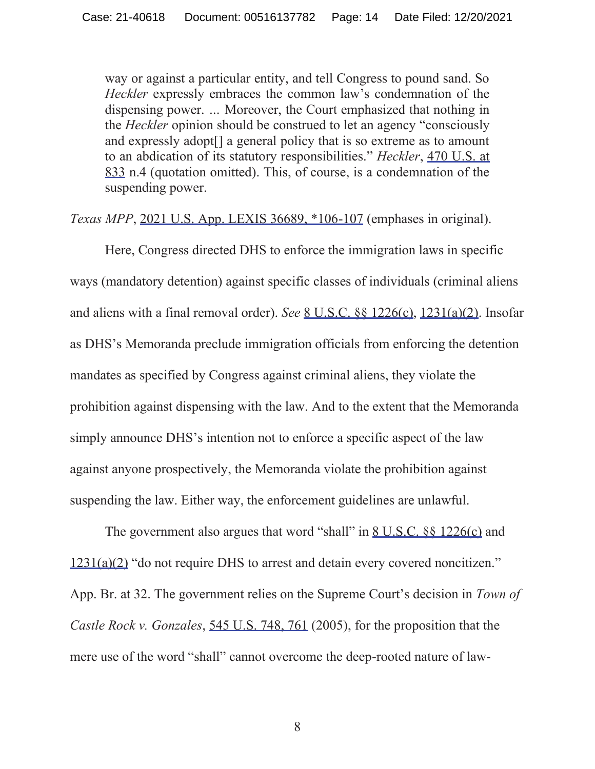> way or against a particular entity, and tell Congress to pound sand. So *Heckler* expressly embraces the common law's condemnation of the dispensing power. ... Moreover, the Court emphasized that nothing in the *Heckler* opinion should be construed to let an agency "consciously and expressly adopt[] a general policy that is so extreme as to amount to an abdication of its statutory responsibilities." *Heckler*, 470 U.S. at 833 n.4 (quotation omitted). This, of course, is a condemnation of the suspending power.

*Texas MPP*, 2021 U.S. App. LEXIS 36689, *106-107 (emphases in original).

Here, Congress directed DHS to enforce the immigration laws in specific ways (mandatory detention) against specific classes of individuals (criminal aliens and aliens with a final removal order). *See* 8 U.S.C. §§ 1226(c), 1231(a)(2). Insofar as DHS's Memoranda preclude immigration officials from enforcing the detention mandates as specified by Congress against criminal aliens, they violate the prohibition against dispensing with the law. And to the extent that the Memoranda simply announce DHS's intention not to enforce a specific aspect of the law against anyone prospectively, the Memoranda violate the prohibition against suspending the law. Either way, the enforcement guidelines are unlawful.

The government also argues that word "shall" in 8 U.S.C. §§ 1226(c) and 1231(a)(2) "do not require DHS to arrest and detain every covered noncitizen." App. Br. at 32. The government relies on the Supreme Court's decision in *Town of Castle Rock v. Gonzales*, 545 U.S. 748, 761 (2005), for the proposition that the mere use of the word "shall" cannot overcome the deep-rooted nature of law-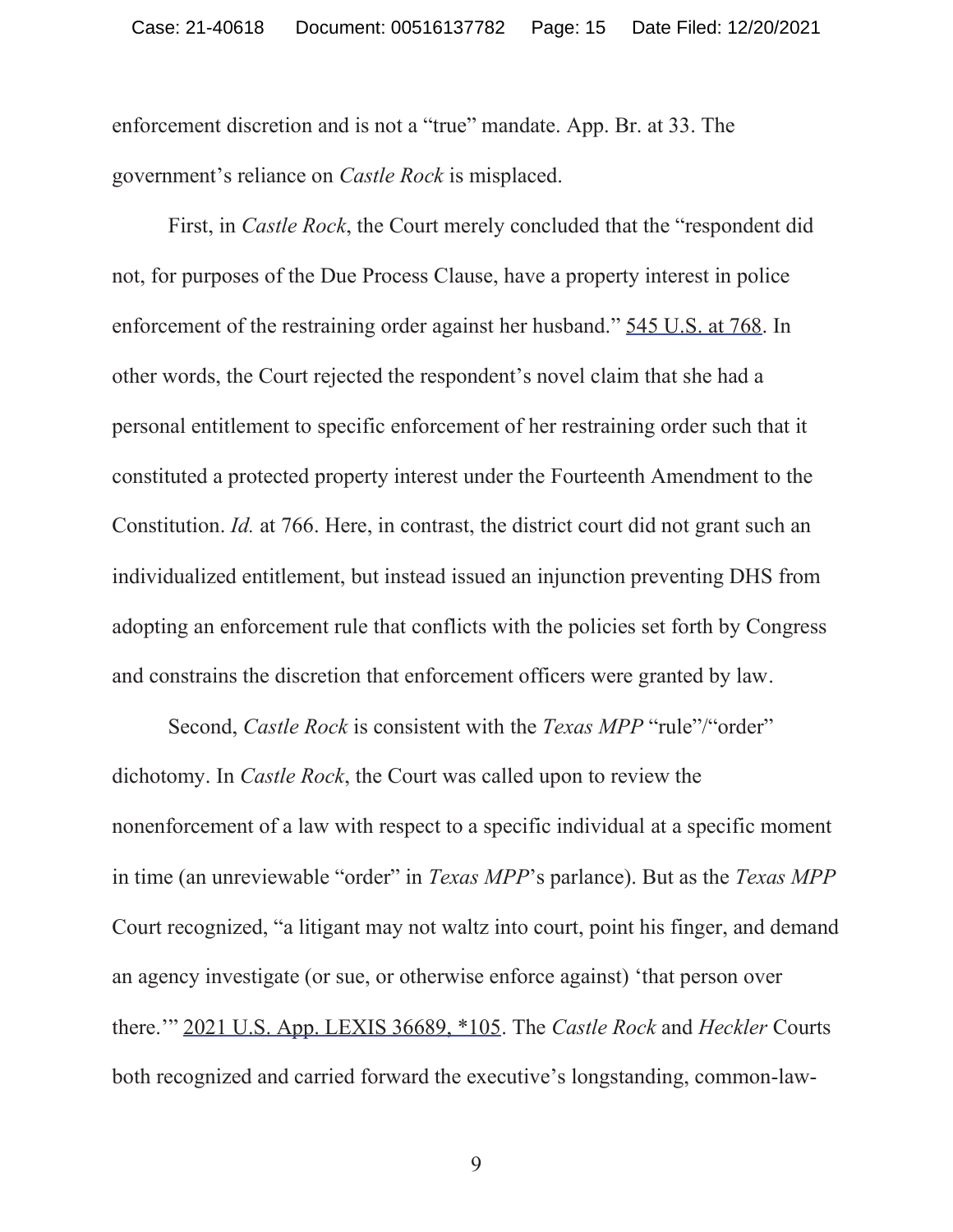enforcement discretion and is not a "true" mandate. App. Br. at 33. The government's reliance on *Castle Rock* is misplaced.

First, in *Castle Rock*, the Court merely concluded that the "respondent did not, for purposes of the Due Process Clause, have a property interest in police enforcement of the restraining order against her husband." 545 U.S. at 768. In other words, the Court rejected the respondent's novel claim that she had a personal entitlement to specific enforcement of her restraining order such that it constituted a protected property interest under the Fourteenth Amendment to the Constitution. *Id.* at 766. Here, in contrast, the district court did not grant such an individualized entitlement, but instead issued an injunction preventing DHS from adopting an enforcement rule that conflicts with the policies set forth by Congress and constrains the discretion that enforcement officers were granted by law.

Second, *Castle Rock* is consistent with the *Texas MPP* "rule"/"order" dichotomy. In *Castle Rock*, the Court was called upon to review the nonenforcement of a law with respect to a specific individual at a specific moment in time (an unreviewable "order" in *Texas MPP*'s parlance). But as the *Texas MPP* Court recognized, "a litigant may not waltz into court, point his finger, and demand an agency investigate (or sue, or otherwise enforce against) 'that person over there.'" 2021 U.S. App. LEXIS 36689, *105. The *Castle Rock* and *Heckler* Courts both recognized and carried forward the executive's longstanding, common-law-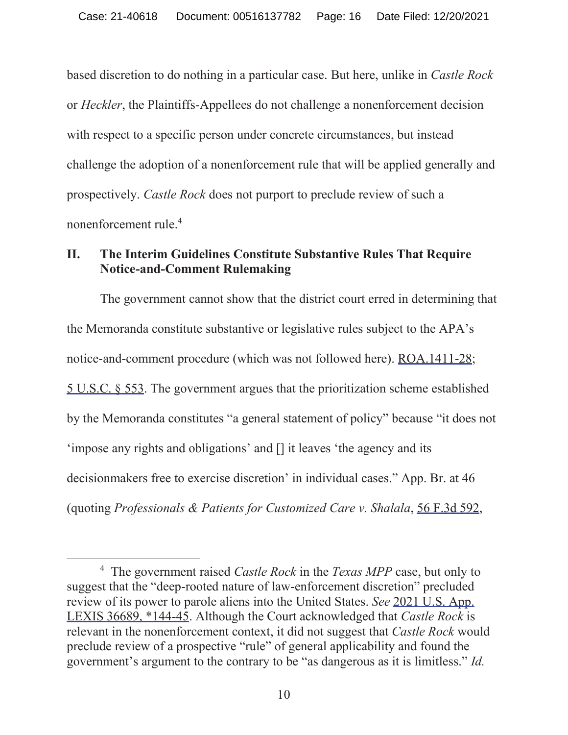based discretion to do nothing in a particular case. But here, unlike in *Castle Rock* or *Heckler*, the Plaintiffs-Appellees do not challenge a nonenforcement decision with respect to a specific person under concrete circumstances, but instead challenge the adoption of a nonenforcement rule that will be applied generally and prospectively. *Castle Rock* does not purport to preclude review of such a nonenforcement rule.[4]

## II. The Interim Guidelines Constitute Substantive Rules That Require Notice-and-Comment Rulemaking

The government cannot show that the district court erred in determining that the Memoranda constitute substantive or legislative rules subject to the APA's notice-and-comment procedure (which was not followed here). ROA.1411-28; 5 U.S.C. § 553. The government argues that the prioritization scheme established by the Memoranda constitutes "a general statement of policy" because "it does not 'impose any rights and obligations' and [] it leaves 'the agency and its decisionmakers free to exercise discretion' in individual cases." App. Br. at 46 (quoting *Professionals & Patients for Customized Care v. Shalala*, 56 F.3d 592,

---

[4] The government raised *Castle Rock* in the *Texas MPP* case, but only to suggest that the "deep-rooted nature of law-enforcement discretion" precluded review of its power to parole aliens into the United States. *See* 2021 U.S. App. LEXIS 36689, *144-45. Although the Court acknowledged that *Castle Rock* is relevant in the nonenforcement context, it did not suggest that *Castle Rock* would preclude review of a prospective "rule" of general applicability and found the government's argument to the contrary to be "as dangerous as it is limitless." *Id.*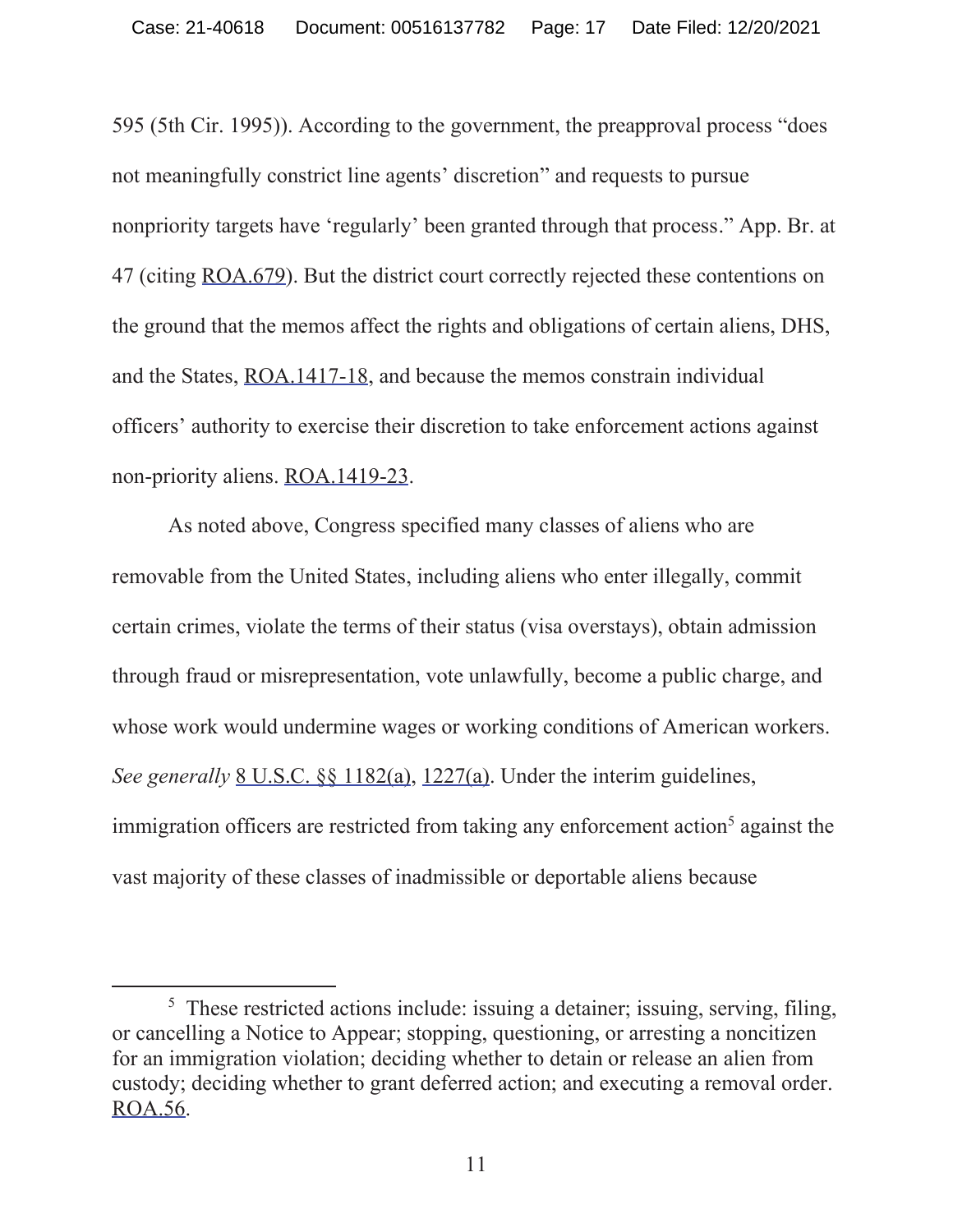595 (5th Cir. 1995)). According to the government, the preapproval process "does not meaningfully constrict line agents' discretion" and requests to pursue nonpriority targets have 'regularly' been granted through that process." App. Br. at 47 (citing ROA.679). But the district court correctly rejected these contentions on the ground that the memos affect the rights and obligations of certain aliens, DHS, and the States, ROA.1417-18, and because the memos constrain individual officers' authority to exercise their discretion to take enforcement actions against non-priority aliens. ROA.1419-23.

As noted above, Congress specified many classes of aliens who are removable from the United States, including aliens who enter illegally, commit certain crimes, violate the terms of their status (visa overstays), obtain admission through fraud or misrepresentation, vote unlawfully, become a public charge, and whose work would undermine wages or working conditions of American workers. *See generally* 8 U.S.C. §§ 1182(a), 1227(a). Under the interim guidelines, immigration officers are restricted from taking any enforcement action[5] against the vast majority of these classes of inadmissible or deportable aliens because

---

[5] These restricted actions include: issuing a detainer; issuing, serving, filing, or cancelling a Notice to Appear; stopping, questioning, or arresting a noncitizen for an immigration violation; deciding whether to detain or release an alien from custody; deciding whether to grant deferred action; and executing a removal order. ROA.56.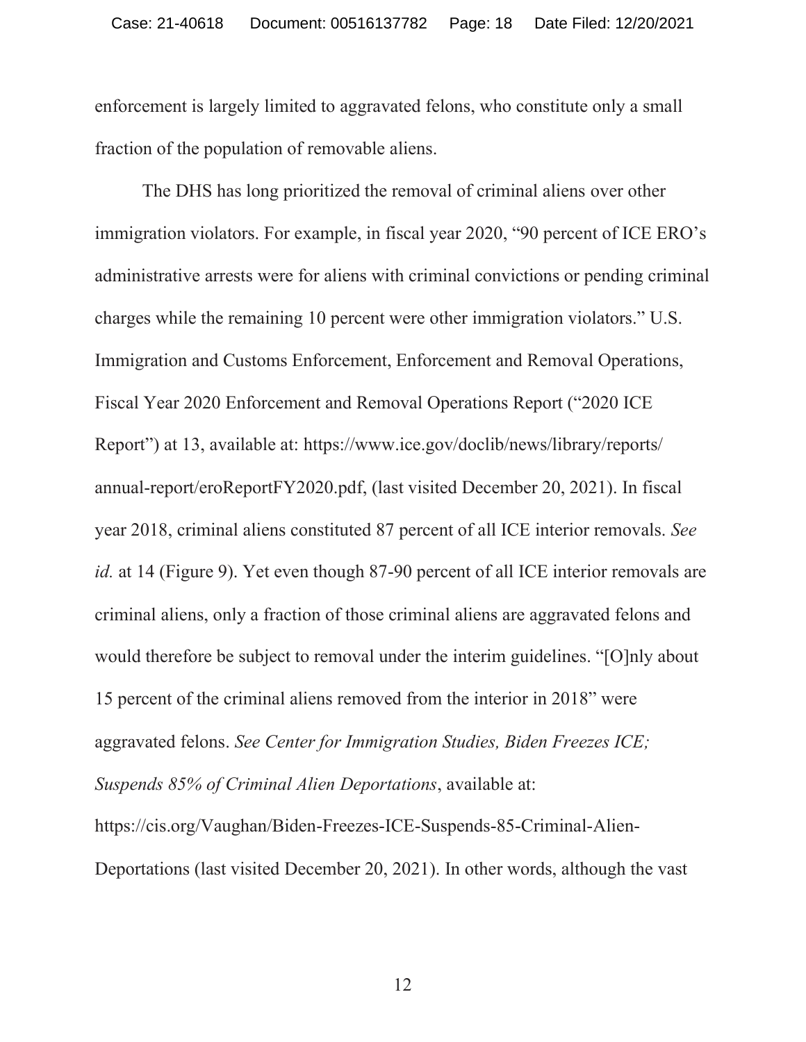enforcement is largely limited to aggravated felons, who constitute only a small fraction of the population of removable aliens.

The DHS has long prioritized the removal of criminal aliens over other immigration violators. For example, in fiscal year 2020, "90 percent of ICE ERO's administrative arrests were for aliens with criminal convictions or pending criminal charges while the remaining 10 percent were other immigration violators." U.S. Immigration and Customs Enforcement, Enforcement and Removal Operations, Fiscal Year 2020 Enforcement and Removal Operations Report ("2020 ICE Report") at 13, available at: https://www.ice.gov/doclib/news/library/reports/annual-report/eroReportFY2020.pdf, (last visited December 20, 2021). In fiscal year 2018, criminal aliens constituted 87 percent of all ICE interior removals. *See id.* at 14 (Figure 9). Yet even though 87-90 percent of all ICE interior removals are criminal aliens, only a fraction of those criminal aliens are aggravated felons and would therefore be subject to removal under the interim guidelines. "[O]nly about 15 percent of the criminal aliens removed from the interior in 2018" were aggravated felons. *See Center for Immigration Studies, Biden Freezes ICE; Suspends 85% of Criminal Alien Deportations*, available at: https://cis.org/Vaughan/Biden-Freezes-ICE-Suspends-85-Criminal-Alien-Deportations (last visited December 20, 2021). In other words, although the vast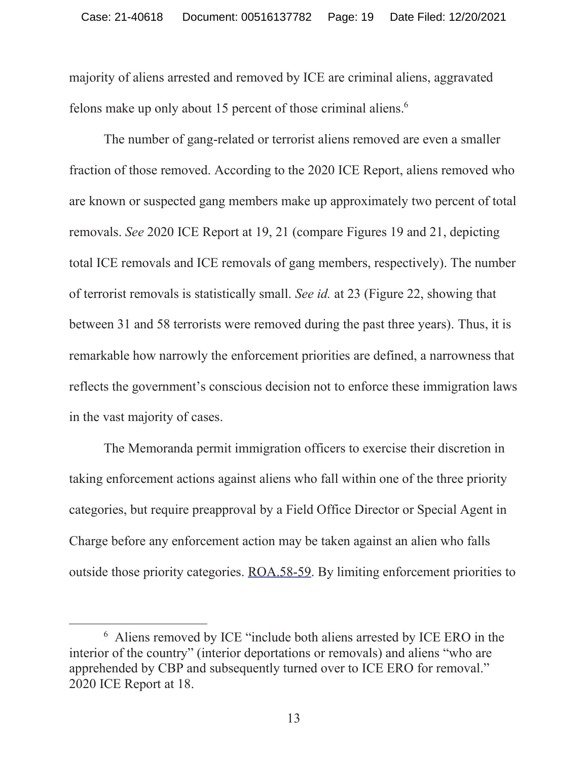majority of aliens arrested and removed by ICE are criminal aliens, aggravated felons make up only about 15 percent of those criminal aliens.[6]

The number of gang-related or terrorist aliens removed are even a smaller fraction of those removed. According to the 2020 ICE Report, aliens removed who are known or suspected gang members make up approximately two percent of total removals. *See* 2020 ICE Report at 19, 21 (compare Figures 19 and 21, depicting total ICE removals and ICE removals of gang members, respectively). The number of terrorist removals is statistically small. *See id.* at 23 (Figure 22, showing that between 31 and 58 terrorists were removed during the past three years). Thus, it is remarkable how narrowly the enforcement priorities are defined, a narrowness that reflects the government's conscious decision not to enforce these immigration laws in the vast majority of cases.

The Memoranda permit immigration officers to exercise their discretion in taking enforcement actions against aliens who fall within one of the three priority categories, but require preapproval by a Field Office Director or Special Agent in Charge before any enforcement action may be taken against an alien who falls outside those priority categories. ROA.58-59. By limiting enforcement priorities to

---

[6] Aliens removed by ICE "include both aliens arrested by ICE ERO in the interior of the country" (interior deportations or removals) and aliens "who are apprehended by CBP and subsequently turned over to ICE ERO for removal." 2020 ICE Report at 18.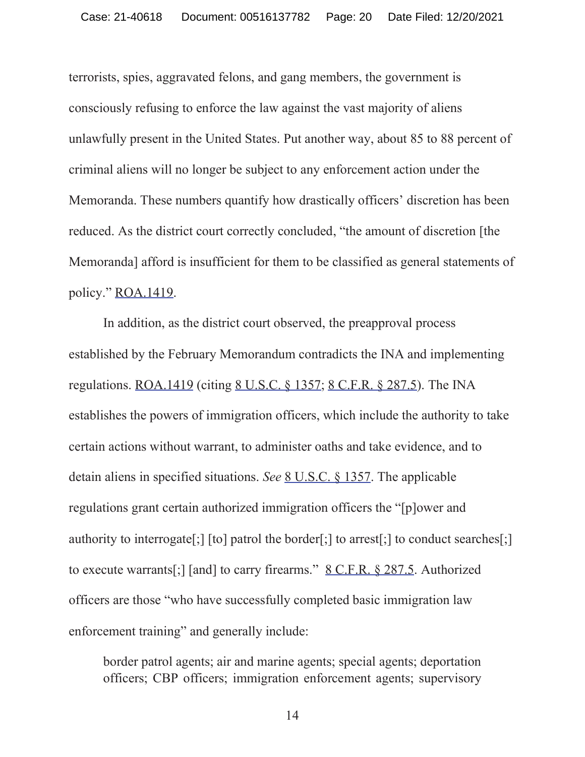terrorists, spies, aggravated felons, and gang members, the government is consciously refusing to enforce the law against the vast majority of aliens unlawfully present in the United States. Put another way, about 85 to 88 percent of criminal aliens will no longer be subject to any enforcement action under the Memoranda. These numbers quantify how drastically officers' discretion has been reduced. As the district court correctly concluded, "the amount of discretion [the Memoranda] afford is insufficient for them to be classified as general statements of policy." ROA.1419.

In addition, as the district court observed, the preapproval process established by the February Memorandum contradicts the INA and implementing regulations. ROA.1419 (citing 8 U.S.C. § 1357; 8 C.F.R. § 287.5). The INA establishes the powers of immigration officers, which include the authority to take certain actions without warrant, to administer oaths and take evidence, and to detain aliens in specified situations. *See* 8 U.S.C. § 1357. The applicable regulations grant certain authorized immigration officers the "[p]ower and authority to interrogate[;] [to] patrol the border[;] to arrest[;] to conduct searches[;] to execute warrants[;] [and] to carry firearms." 8 C.F.R. § 287.5. Authorized officers are those "who have successfully completed basic immigration law enforcement training" and generally include:

> border patrol agents; air and marine agents; special agents; deportation officers; CBP officers; immigration enforcement agents; supervisory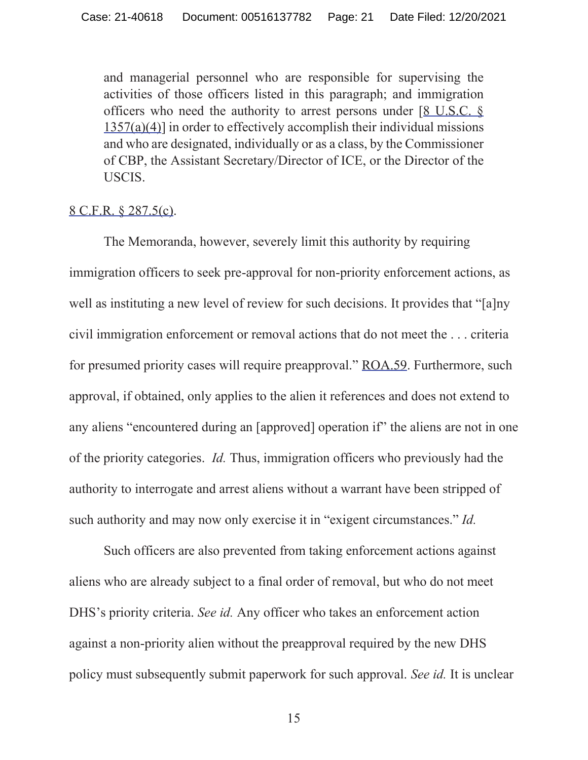> and managerial personnel who are responsible for supervising the activities of those officers listed in this paragraph; and immigration officers who need the authority to arrest persons under [8 U.S.C. § 1357(a)(4)] in order to effectively accomplish their individual missions and who are designated, individually or as a class, by the Commissioner of CBP, the Assistant Secretary/Director of ICE, or the Director of the USCIS.

8 C.F.R. § 287.5(c).

The Memoranda, however, severely limit this authority by requiring immigration officers to seek pre-approval for non-priority enforcement actions, as well as instituting a new level of review for such decisions. It provides that "[a]ny civil immigration enforcement or removal actions that do not meet the . . . criteria for presumed priority cases will require preapproval." ROA.59. Furthermore, such approval, if obtained, only applies to the alien it references and does not extend to any aliens "encountered during an [approved] operation if" the aliens are not in one of the priority categories. *Id.* Thus, immigration officers who previously had the authority to interrogate and arrest aliens without a warrant have been stripped of such authority and may now only exercise it in "exigent circumstances." *Id.*

Such officers are also prevented from taking enforcement actions against aliens who are already subject to a final order of removal, but who do not meet DHS's priority criteria. *See id.* Any officer who takes an enforcement action against a non-priority alien without the preapproval required by the new DHS policy must subsequently submit paperwork for such approval. *See id.* It is unclear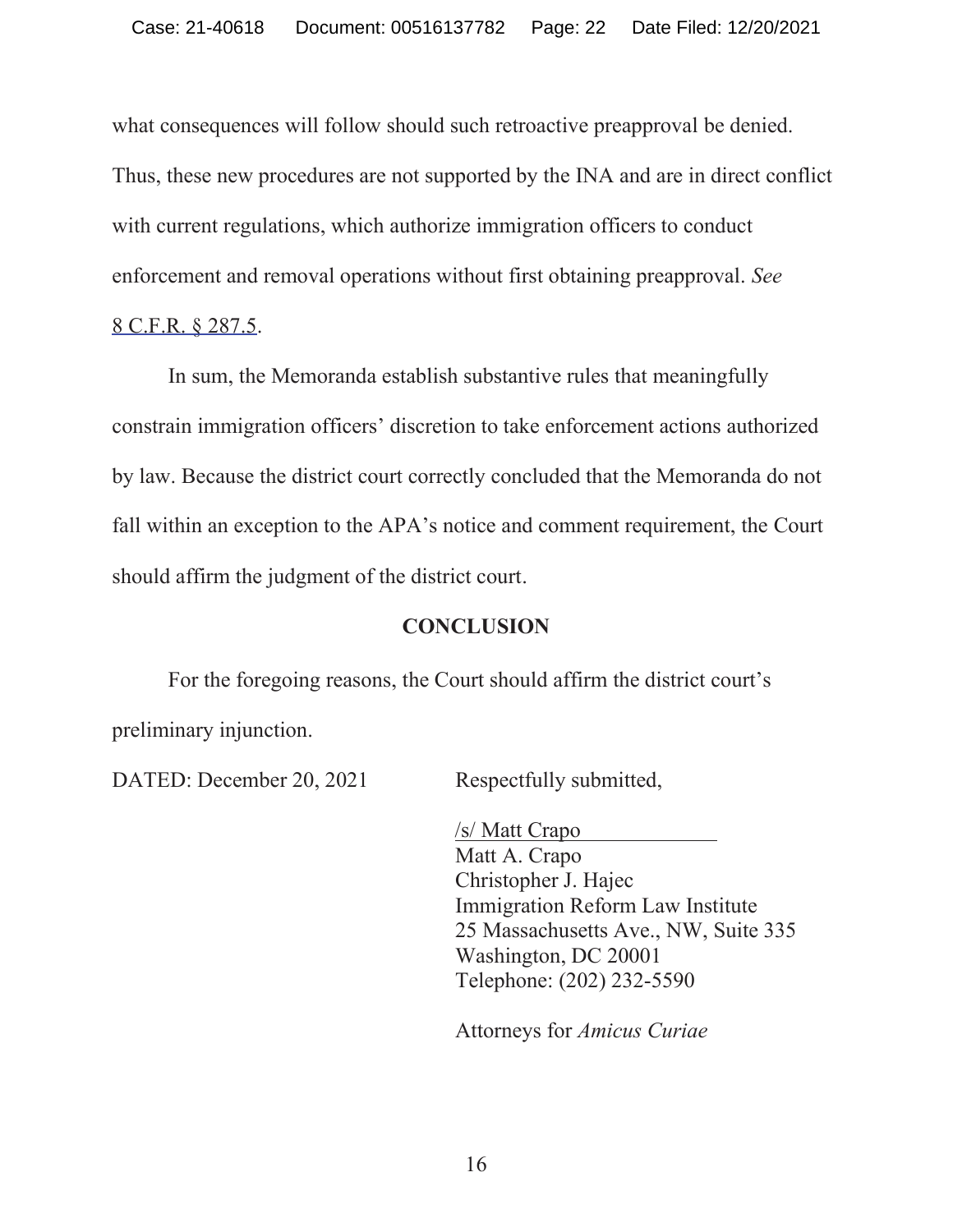what consequences will follow should such retroactive preapproval be denied. Thus, these new procedures are not supported by the INA and are in direct conflict with current regulations, which authorize immigration officers to conduct enforcement and removal operations without first obtaining preapproval. *See* 8 C.F.R. § 287.5.

In sum, the Memoranda establish substantive rules that meaningfully constrain immigration officers' discretion to take enforcement actions authorized by law. Because the district court correctly concluded that the Memoranda do not fall within an exception to the APA's notice and comment requirement, the Court should affirm the judgment of the district court.

## CONCLUSION

For the foregoing reasons, the Court should affirm the district court's preliminary injunction.

DATED: December 20, 2021

Respectfully submitted,

/s/ Matt Crapo
Matt A. Crapo
Christopher J. Hajec
Immigration Reform Law Institute
25 Massachusetts Ave., NW, Suite 335
Washington, DC 20001
Telephone: (202) 232-5590

Attorneys for *Amicus Curiae*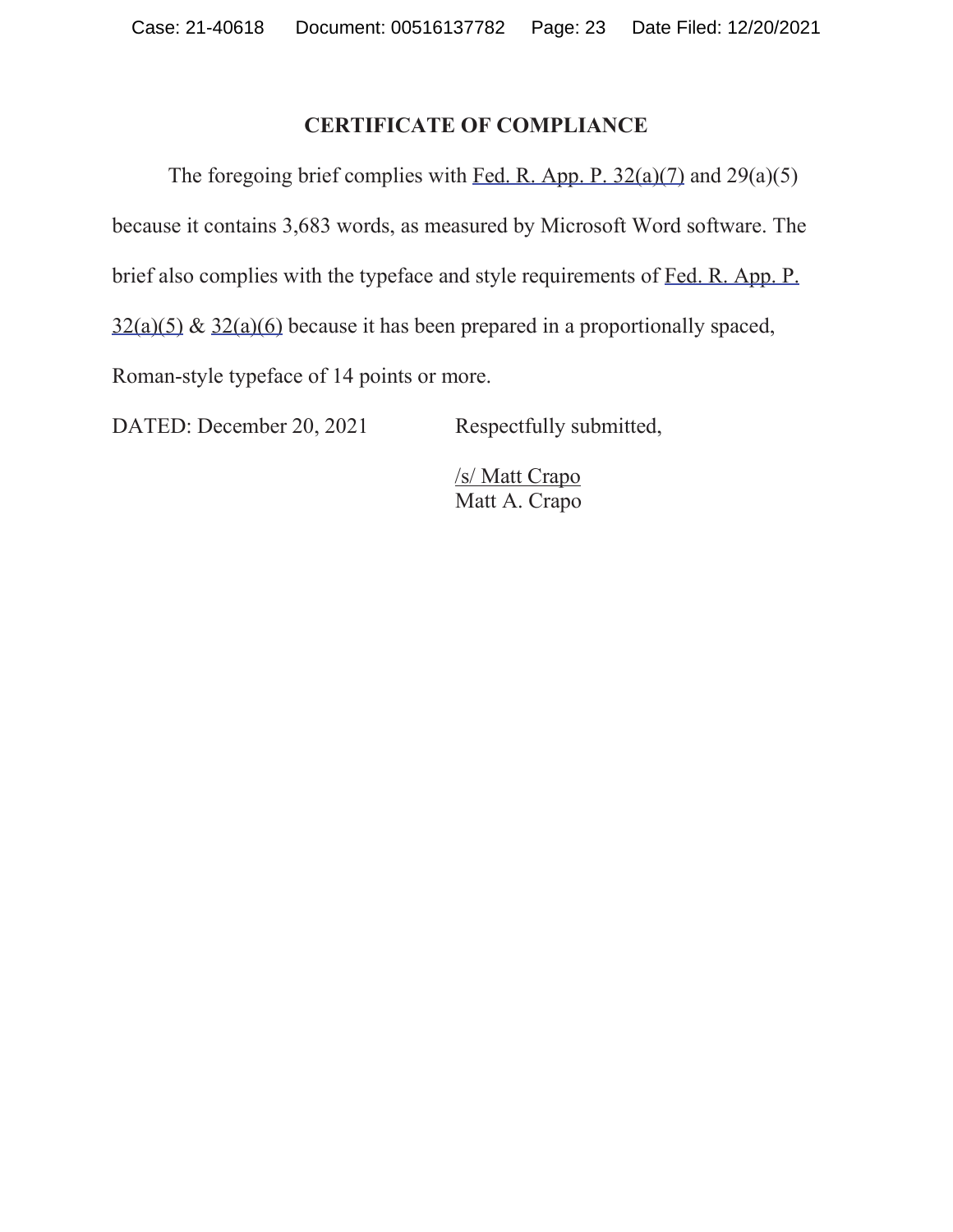## CERTIFICATE OF COMPLIANCE

The foregoing brief complies with Fed. R. App. P. 32(a)(7) and 29(a)(5) because it contains 3,683 words, as measured by Microsoft Word software. The brief also complies with the typeface and style requirements of Fed. R. App. P. 32(a)(5) & 32(a)(6) because it has been prepared in a proportionally spaced, Roman-style typeface of 14 points or more.

DATED: December 20, 2021

Respectfully submitted,

/s/ Matt Crapo
Matt A. Crapo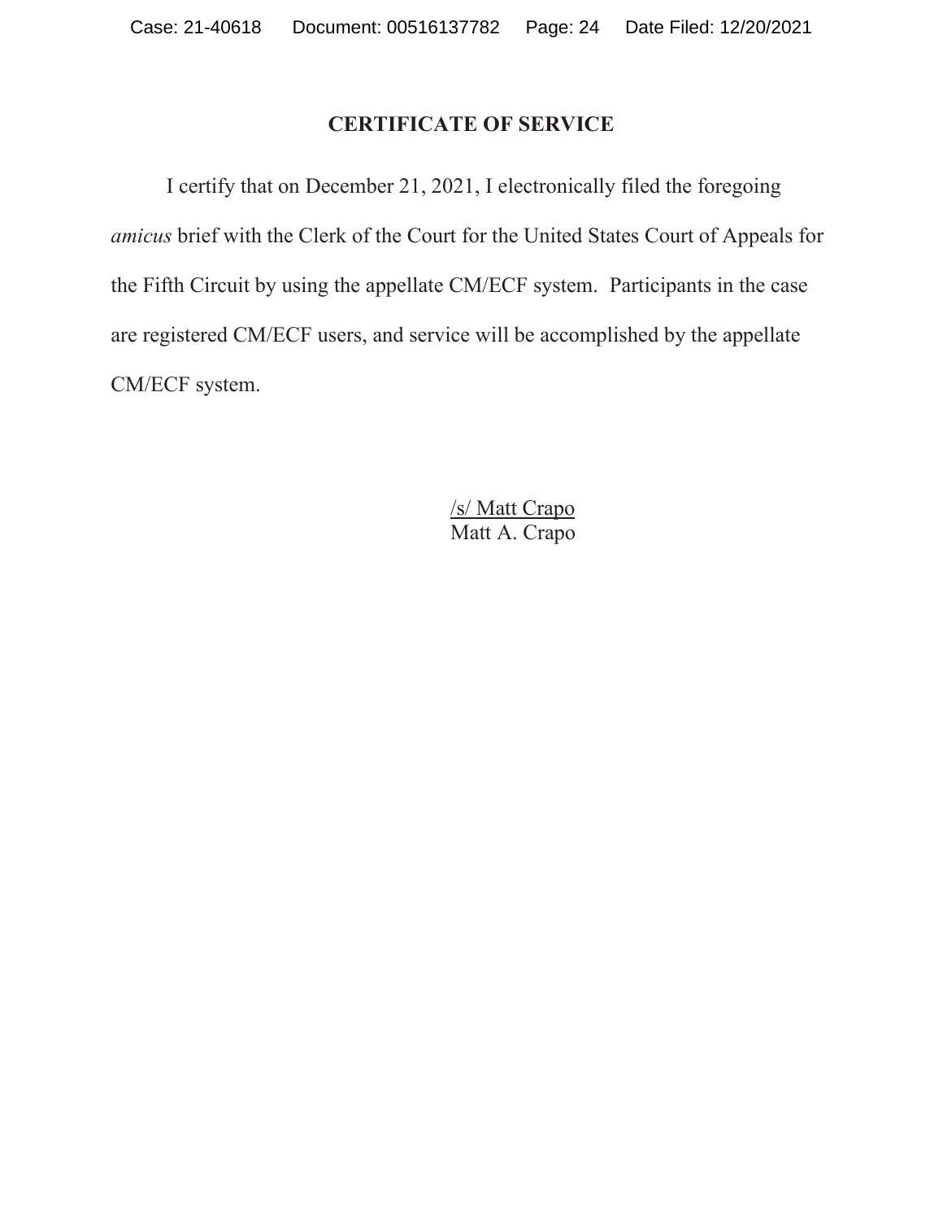## CERTIFICATE OF SERVICE

I certify that on December 21, 2021, I electronically filed the foregoing *amicus* brief with the Clerk of the Court for the United States Court of Appeals for the Fifth Circuit by using the appellate CM/ECF system. Participants in the case are registered CM/ECF users, and service will be accomplished by the appellate CM/ECF system.

/s/ Matt Crapo
Matt A. Crapo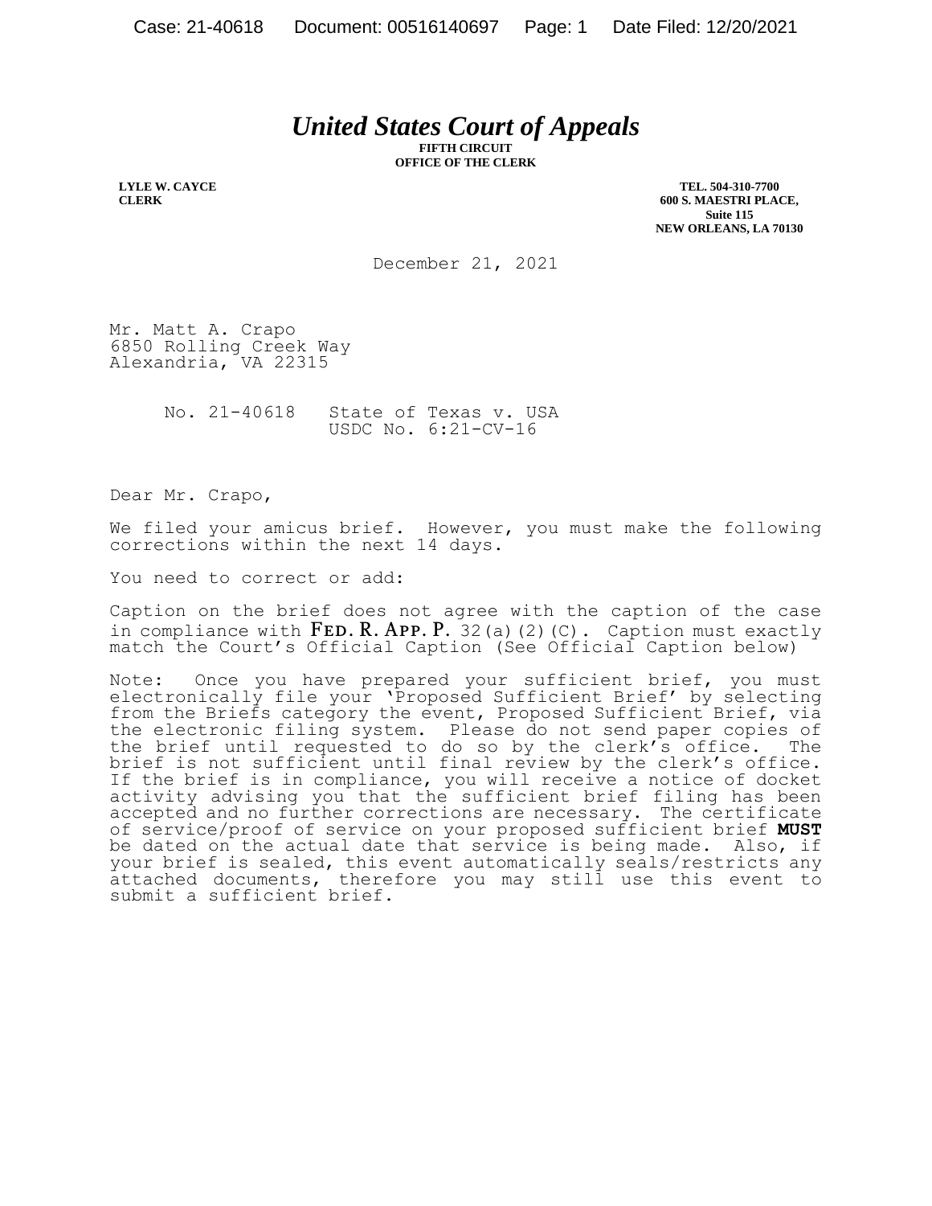# *United States Court of Appeals*

**FIFTH CIRCUIT**
**OFFICE OF THE CLERK**

**LYLE W. CAYCE**
**CLERK**

**TEL. 504-310-7700**
**600 S. MAESTRI PLACE,**
**Suite 115**
**NEW ORLEANS, LA 70130**

December 21, 2021

Mr. Matt A. Crapo
6850 Rolling Creek Way
Alexandria, VA 22315

No. 21-40618 State of Texas v. USA
USDC No. 6:21-CV-16

Dear Mr. Crapo,

We filed your amicus brief. However, you must make the following corrections within the next 14 days.

You need to correct or add:

Caption on the brief does not agree with the caption of the case in compliance with FED. R. APP. P. 32(a)(2)(C). Caption must exactly match the Court's Official Caption (See Official Caption below)

Note: Once you have prepared your sufficient brief, you must electronically file your 'Proposed Sufficient Brief' by selecting from the Briefs category the event, Proposed Sufficient Brief, via the electronic filing system. Please do not send paper copies of the brief until requested to do so by the clerk's office. The brief is not sufficient until final review by the clerk's office. If the brief is in compliance, you will receive a notice of docket activity advising you that the sufficient brief filing has been accepted and no further corrections are necessary. The certificate of service/proof of service on your proposed sufficient brief **MUST** be dated on the actual date that service is being made. Also, if your brief is sealed, this event automatically seals/restricts any attached documents, therefore you may still use this event to submit a sufficient brief.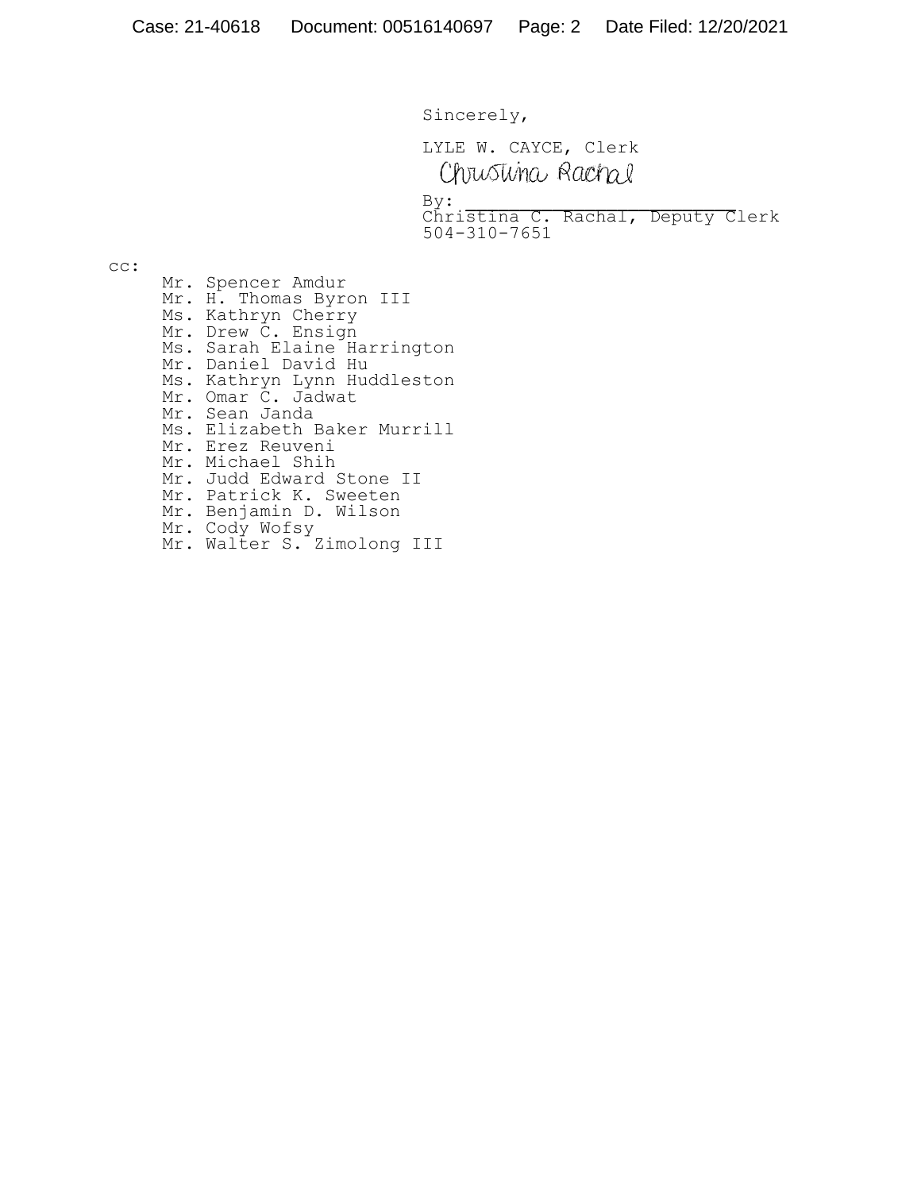Sincerely,

LYLE W. CAYCE, Clerk

Christina Rachal

By: \_\_\_\_\_\_\_\_\_\_\_\_\_\_\_\_\_\_\_\_\_\_\_\_\_
Christina C. Rachal, Deputy Clerk
504-310-7651

cc:

Mr. Spencer Amdur
Mr. H. Thomas Byron III
Ms. Kathryn Cherry
Mr. Drew C. Ensign
Ms. Sarah Elaine Harrington
Mr. Daniel David Hu
Ms. Kathryn Lynn Huddleston
Mr. Omar C. Jadwat
Mr. Sean Janda
Ms. Elizabeth Baker Murrill
Mr. Erez Reuveni
Mr. Michael Shih
Mr. Judd Edward Stone II
Mr. Patrick K. Sweeten
Mr. Benjamin D. Wilson
Mr. Cody Wofsy
Mr. Walter S. Zimolong III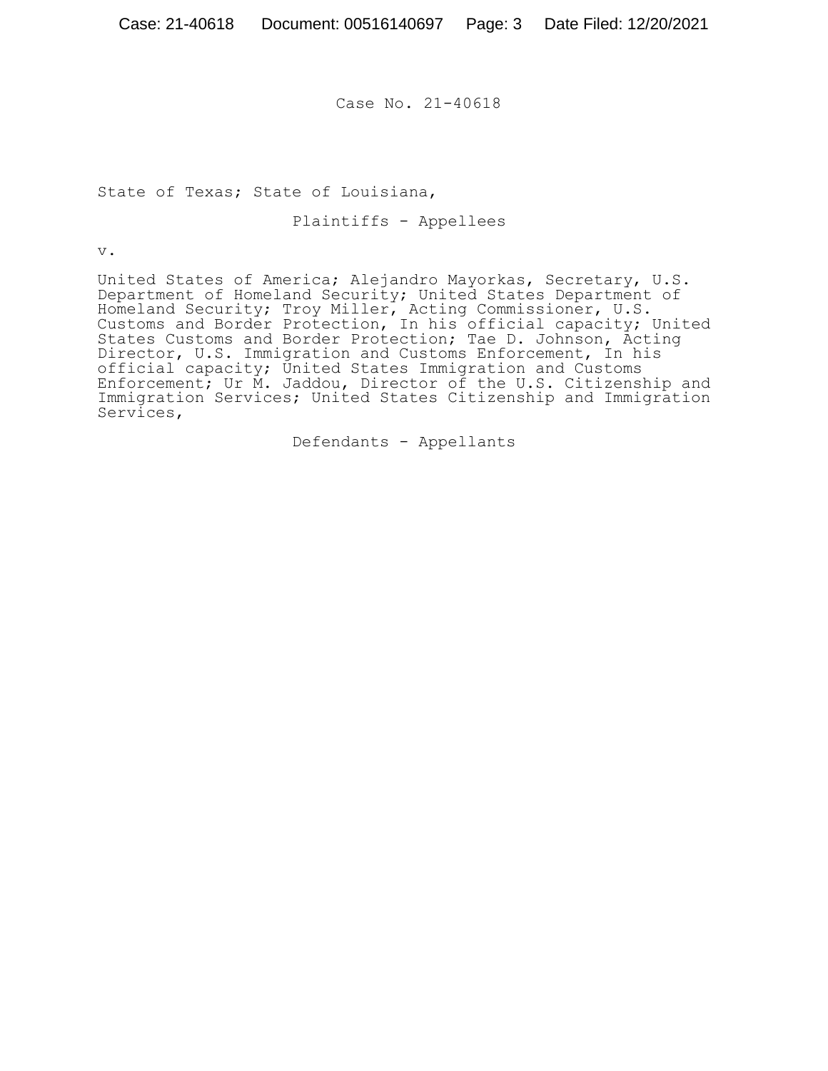Case No. 21-40618

State of Texas; State of Louisiana,

Plaintiffs - Appellees

v.

United States of America; Alejandro Mayorkas, Secretary, U.S. Department of Homeland Security; United States Department of Homeland Security; Troy Miller, Acting Commissioner, U.S. Customs and Border Protection, In his official capacity; United States Customs and Border Protection; Tae D. Johnson, Acting Director, U.S. Immigration and Customs Enforcement, In his official capacity; United States Immigration and Customs Enforcement; Ur M. Jaddou, Director of the U.S. Citizenship and Immigration Services; United States Citizenship and Immigration Services,

Defendants - Appellants